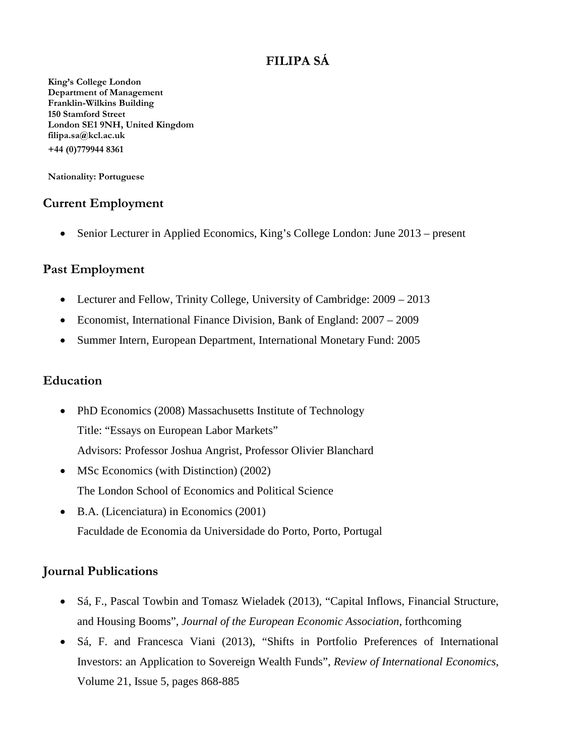# FILIPA SÁ

**King's College London**
**Department of Management**
**Franklin-Wilkins Building**
**150 Stamford Street**
**London SE1 9NH, United Kingdom**
**filipa.sa@kcl.ac.uk**
**+44 (0)779944 8361**

**Nationality: Portuguese**

## Current Employment

- Senior Lecturer in Applied Economics, King's College London: June 2013 – present

## Past Employment

- Lecturer and Fellow, Trinity College, University of Cambridge: 2009 – 2013
- Economist, International Finance Division, Bank of England: 2007 – 2009
- Summer Intern, European Department, International Monetary Fund: 2005

## Education

- PhD Economics (2008) Massachusetts Institute of Technology
  Title: "Essays on European Labor Markets"
  Advisors: Professor Joshua Angrist, Professor Olivier Blanchard
- MSc Economics (with Distinction) (2002)
  The London School of Economics and Political Science
- B.A. (Licenciatura) in Economics (2001)
  Faculdade de Economia da Universidade do Porto, Porto, Portugal

## Journal Publications

- Sá, F., Pascal Towbin and Tomasz Wieladek (2013), "Capital Inflows, Financial Structure, and Housing Booms", *Journal of the European Economic Association*, forthcoming
- Sá, F. and Francesca Viani (2013), "Shifts in Portfolio Preferences of International Investors: an Application to Sovereign Wealth Funds", *Review of International Economics*, Volume 21, Issue 5, pages 868-885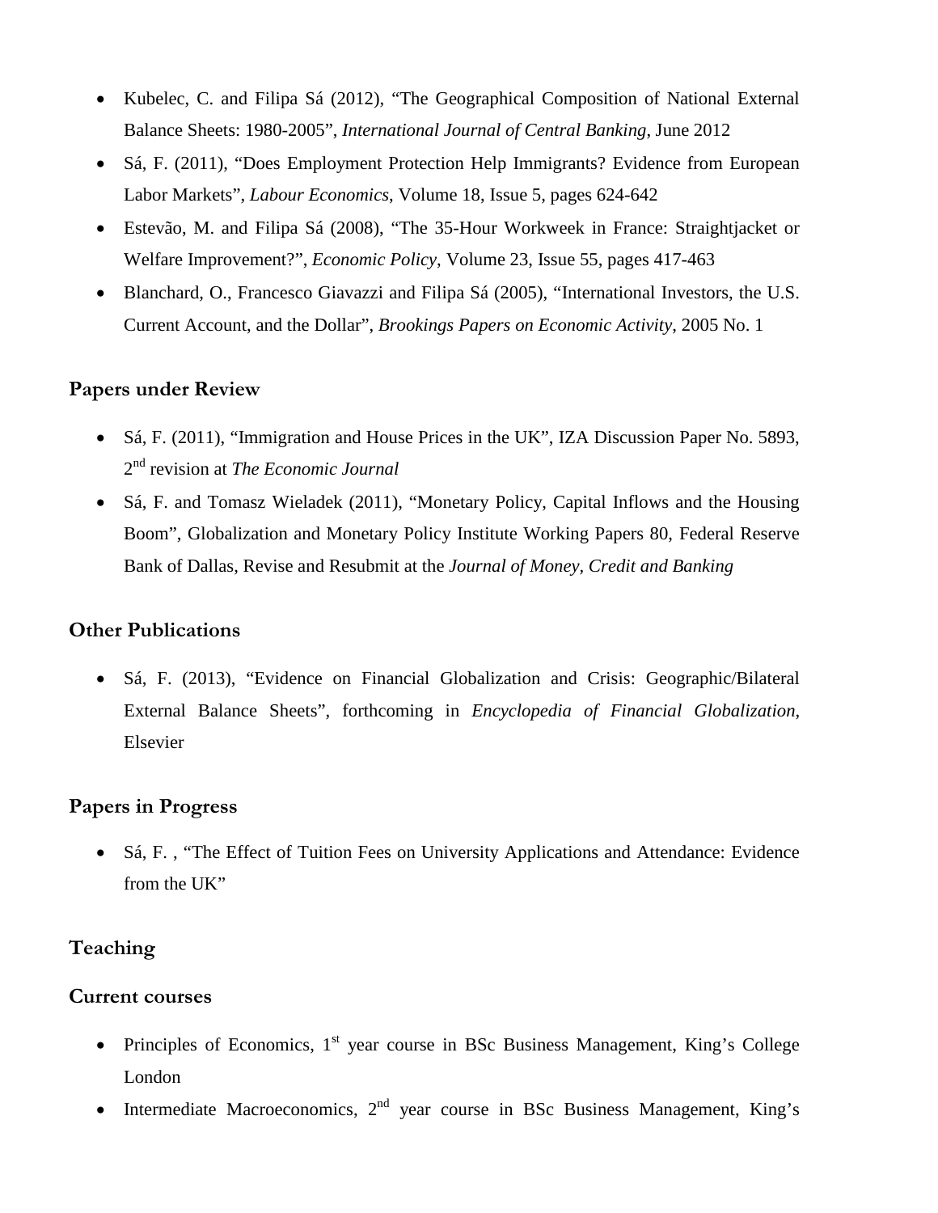- Kubelec, C. and Filipa Sá (2012), “The Geographical Composition of National External Balance Sheets: 1980-2005”, *International Journal of Central Banking*, June 2012
- Sá, F. (2011), “Does Employment Protection Help Immigrants? Evidence from European Labor Markets”, *Labour Economics*, Volume 18, Issue 5, pages 624-642
- Estevão, M. and Filipa Sá (2008), “The 35-Hour Workweek in France: Straightjacket or Welfare Improvement?”, *Economic Policy*, Volume 23, Issue 55, pages 417-463
- Blanchard, O., Francesco Giavazzi and Filipa Sá (2005), “International Investors, the U.S. Current Account, and the Dollar”, *Brookings Papers on Economic Activity*, 2005 No. 1

## Papers under Review

- Sá, F. (2011), “Immigration and House Prices in the UK”, IZA Discussion Paper No. 5893, 2nd revision at *The Economic Journal*
- Sá, F. and Tomasz Wieladek (2011), “Monetary Policy, Capital Inflows and the Housing Boom”, Globalization and Monetary Policy Institute Working Papers 80, Federal Reserve Bank of Dallas, Revise and Resubmit at the *Journal of Money, Credit and Banking*

## Other Publications

- Sá, F. (2013), “Evidence on Financial Globalization and Crisis: Geographic/Bilateral External Balance Sheets”, forthcoming in *Encyclopedia of Financial Globalization*, Elsevier

## Papers in Progress

- Sá, F. , “The Effect of Tuition Fees on University Applications and Attendance: Evidence from the UK”

## Teaching

## Current courses

- Principles of Economics, 1st year course in BSc Business Management, King’s College London
- Intermediate Macroeconomics, 2nd year course in BSc Business Management, King’s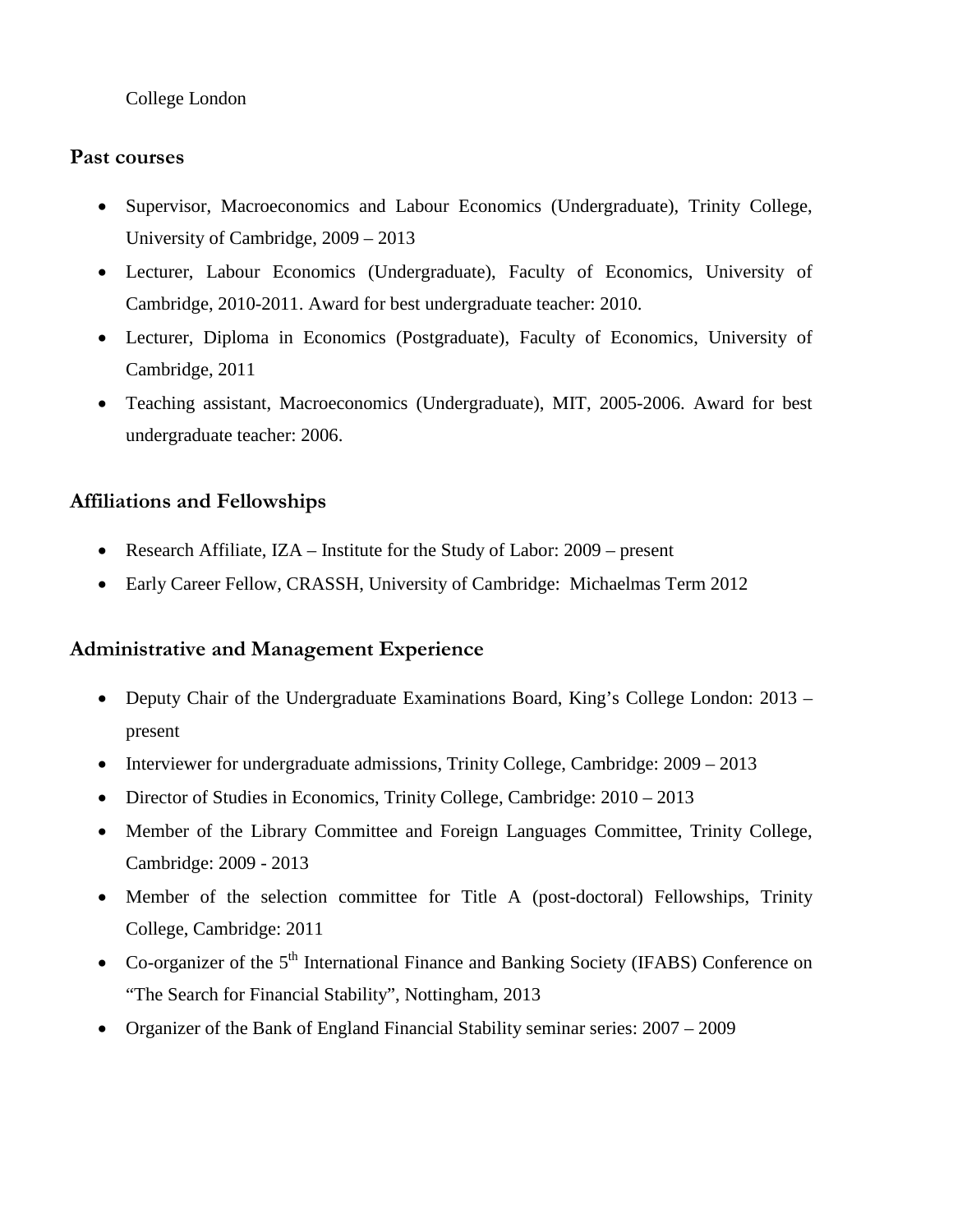College London

## Past courses

- Supervisor, Macroeconomics and Labour Economics (Undergraduate), Trinity College, University of Cambridge, 2009 – 2013
- Lecturer, Labour Economics (Undergraduate), Faculty of Economics, University of Cambridge, 2010-2011. Award for best undergraduate teacher: 2010.
- Lecturer, Diploma in Economics (Postgraduate), Faculty of Economics, University of Cambridge, 2011
- Teaching assistant, Macroeconomics (Undergraduate), MIT, 2005-2006. Award for best undergraduate teacher: 2006.

## Affiliations and Fellowships

- Research Affiliate, IZA – Institute for the Study of Labor: 2009 – present
- Early Career Fellow, CRASSH, University of Cambridge: Michaelmas Term 2012

## Administrative and Management Experience

- Deputy Chair of the Undergraduate Examinations Board, King's College London: 2013 – present
- Interviewer for undergraduate admissions, Trinity College, Cambridge: 2009 – 2013
- Director of Studies in Economics, Trinity College, Cambridge: 2010 – 2013
- Member of the Library Committee and Foreign Languages Committee, Trinity College, Cambridge: 2009 - 2013
- Member of the selection committee for Title A (post-doctoral) Fellowships, Trinity College, Cambridge: 2011
- Co-organizer of the 5th International Finance and Banking Society (IFABS) Conference on "The Search for Financial Stability", Nottingham, 2013
- Organizer of the Bank of England Financial Stability seminar series: 2007 – 2009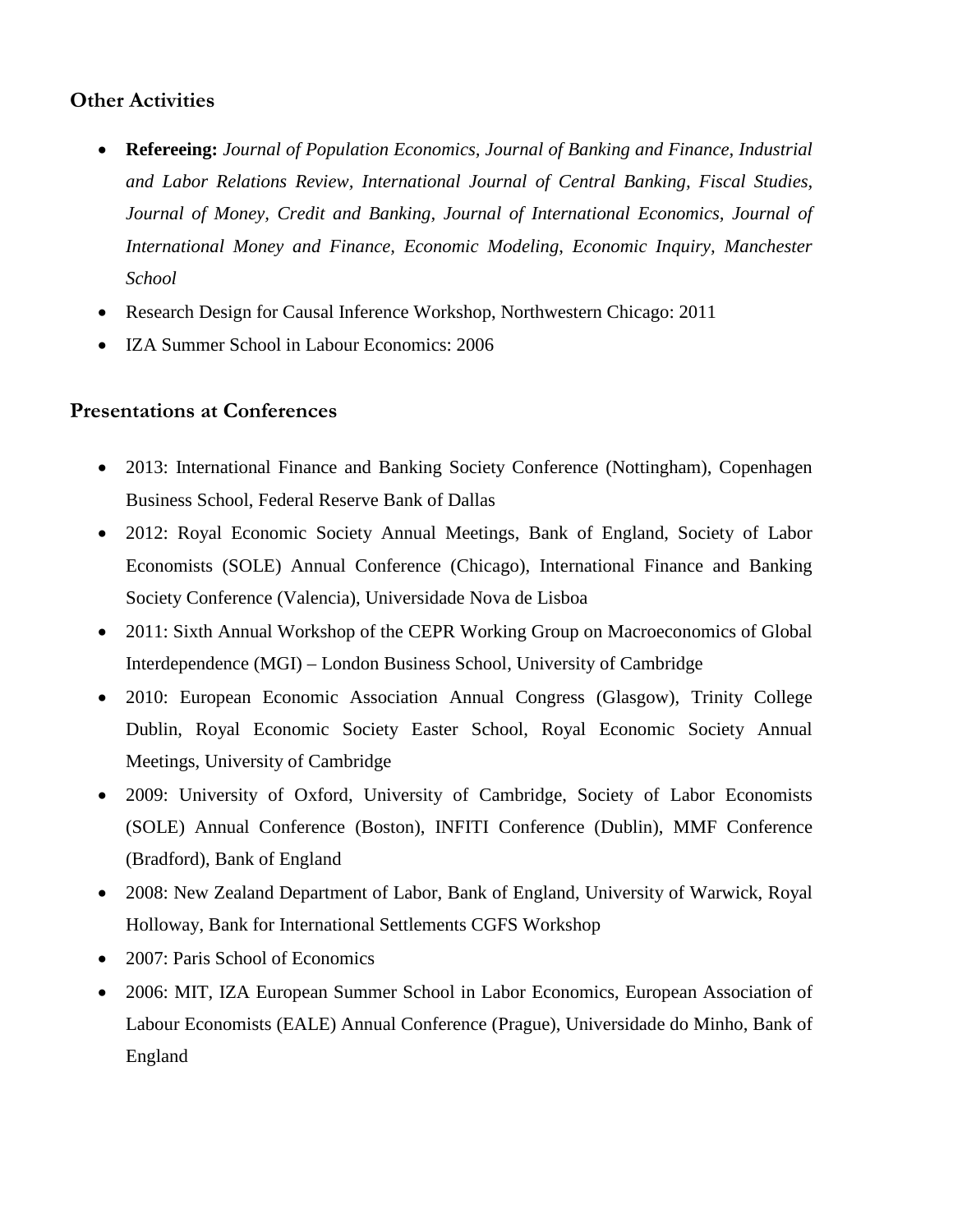## Other Activities

- **Refereeing:** *Journal of Population Economics, Journal of Banking and Finance, Industrial and Labor Relations Review, International Journal of Central Banking, Fiscal Studies, Journal of Money, Credit and Banking, Journal of International Economics, Journal of International Money and Finance, Economic Modeling, Economic Inquiry, Manchester School*
- Research Design for Causal Inference Workshop, Northwestern Chicago: 2011
- IZA Summer School in Labour Economics: 2006

## Presentations at Conferences

- 2013: International Finance and Banking Society Conference (Nottingham), Copenhagen Business School, Federal Reserve Bank of Dallas
- 2012: Royal Economic Society Annual Meetings, Bank of England, Society of Labor Economists (SOLE) Annual Conference (Chicago), International Finance and Banking Society Conference (Valencia), Universidade Nova de Lisboa
- 2011: Sixth Annual Workshop of the CEPR Working Group on Macroeconomics of Global Interdependence (MGI) – London Business School, University of Cambridge
- 2010: European Economic Association Annual Congress (Glasgow), Trinity College Dublin, Royal Economic Society Easter School, Royal Economic Society Annual Meetings, University of Cambridge
- 2009: University of Oxford, University of Cambridge, Society of Labor Economists (SOLE) Annual Conference (Boston), INFITI Conference (Dublin), MMF Conference (Bradford), Bank of England
- 2008: New Zealand Department of Labor, Bank of England, University of Warwick, Royal Holloway, Bank for International Settlements CGFS Workshop
- 2007: Paris School of Economics
- 2006: MIT, IZA European Summer School in Labor Economics, European Association of Labour Economists (EALE) Annual Conference (Prague), Universidade do Minho, Bank of England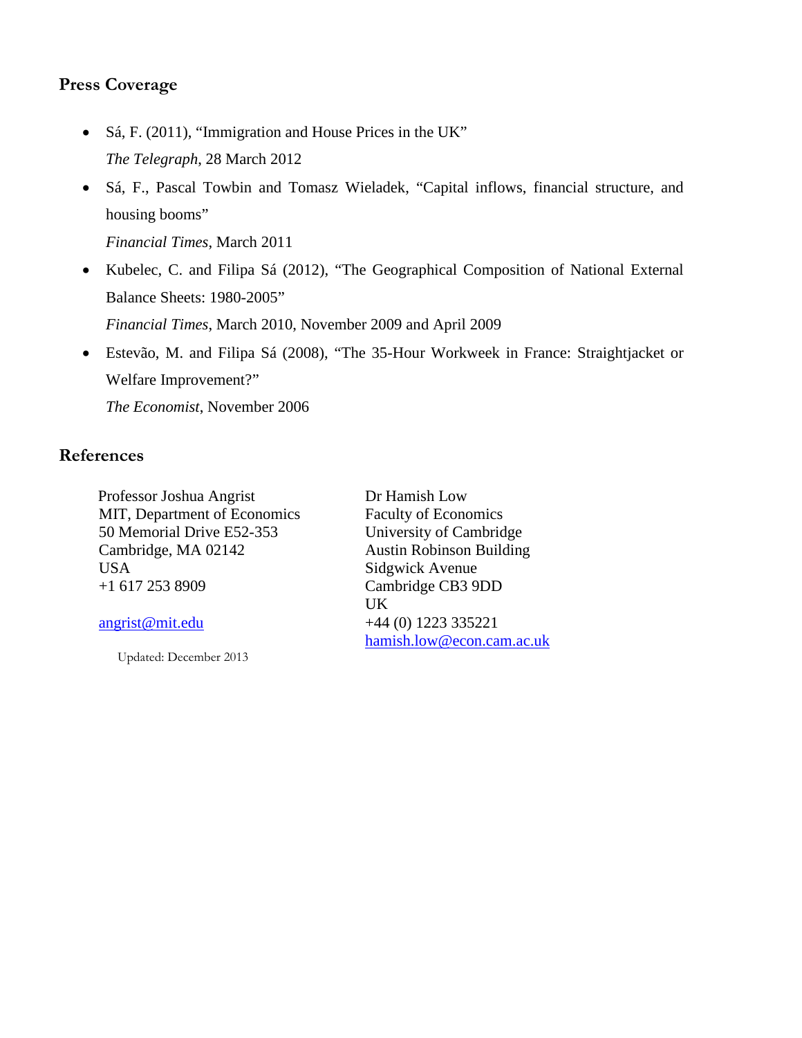## Press Coverage

- Sá, F. (2011), "Immigration and House Prices in the UK"
  *The Telegraph*, 28 March 2012
- Sá, F., Pascal Towbin and Tomasz Wieladek, "Capital inflows, financial structure, and housing booms"
  *Financial Times*, March 2011
- Kubelec, C. and Filipa Sá (2012), "The Geographical Composition of National External Balance Sheets: 1980-2005"
  *Financial Times*, March 2010, November 2009 and April 2009
- Estevão, M. and Filipa Sá (2008), "The 35-Hour Workweek in France: Straightjacket or Welfare Improvement?"
  *The Economist*, November 2006

## References

Professor Joshua Angrist
MIT, Department of Economics
50 Memorial Drive E52-353
Cambridge, MA 02142
USA
+1 617 253 8909

angrist@mit.edu

Dr Hamish Low
Faculty of Economics
University of Cambridge
Austin Robinson Building
Sidgwick Avenue
Cambridge CB3 9DD
UK
+44 (0) 1223 335221
hamish.low@econ.cam.ac.uk

Updated: December 2013